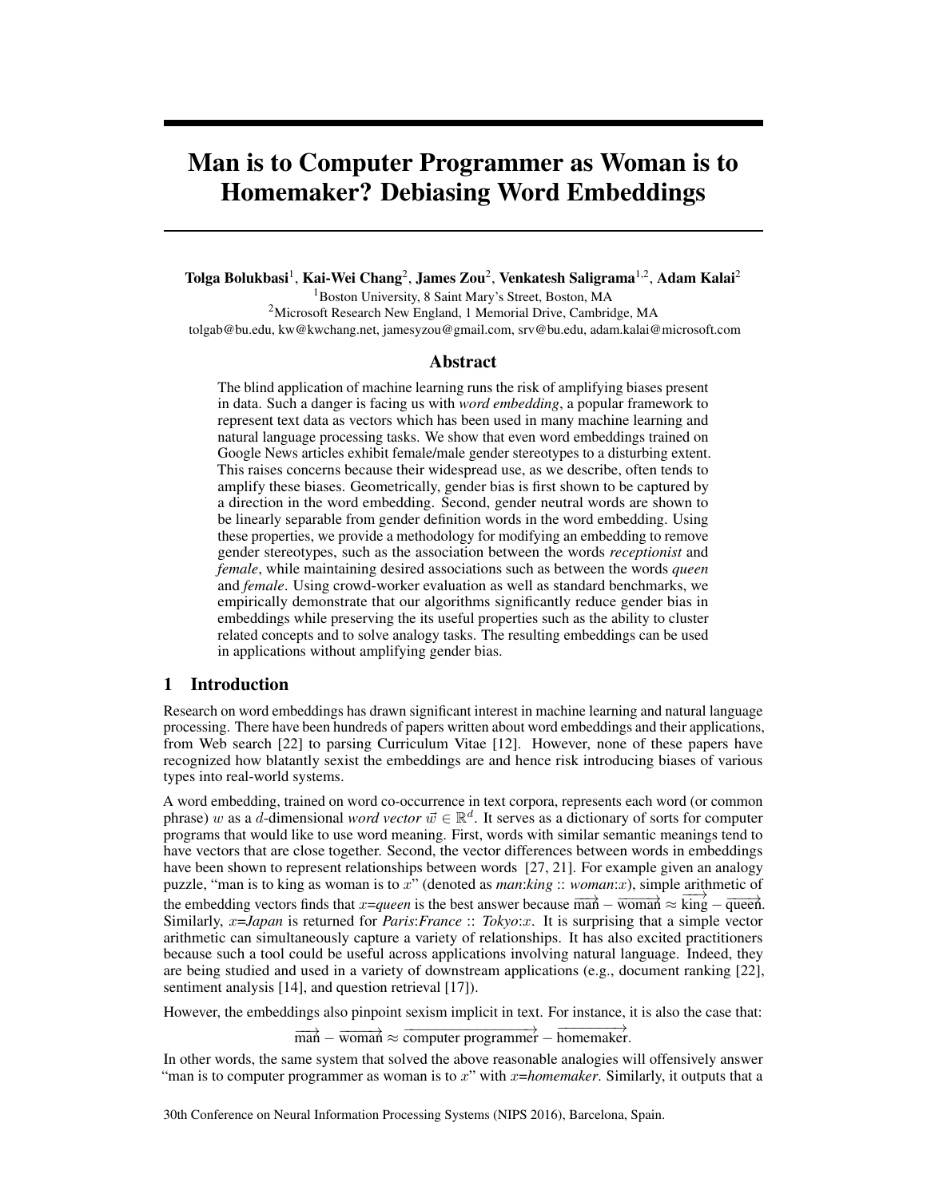# Man is to Computer Programmer as Woman is to Homemaker? Debiasing Word Embeddings

**Tolga Bolukbasi**[1], **Kai-Wei Chang**[2], **James Zou**[2], **Venkatesh Saligrama**[1,2], **Adam Kalai**[2]

[1]Boston University, 8 Saint Mary's Street, Boston, MA

[2]Microsoft Research New England, 1 Memorial Drive, Cambridge, MA

tolgab@bu.edu, kw@kwchang.net, jamesyzou@gmail.com, srv@bu.edu, adam.kalai@microsoft.com

## Abstract

The blind application of machine learning runs the risk of amplifying biases present in data. Such a danger is facing us with *word embedding*, a popular framework to represent text data as vectors which has been used in many machine learning and natural language processing tasks. We show that even word embeddings trained on Google News articles exhibit female/male gender stereotypes to a disturbing extent. This raises concerns because their widespread use, as we describe, often tends to amplify these biases. Geometrically, gender bias is first shown to be captured by a direction in the word embedding. Second, gender neutral words are shown to be linearly separable from gender definition words in the word embedding. Using these properties, we provide a methodology for modifying an embedding to remove gender stereotypes, such as the association between the words *receptionist* and *female*, while maintaining desired associations such as between the words *queen* and *female*. Using crowd-worker evaluation as well as standard benchmarks, we empirically demonstrate that our algorithms significantly reduce gender bias in embeddings while preserving the its useful properties such as the ability to cluster related concepts and to solve analogy tasks. The resulting embeddings can be used in applications without amplifying gender bias.

## 1 Introduction

Research on word embeddings has drawn significant interest in machine learning and natural language processing. There have been hundreds of papers written about word embeddings and their applications, from Web search [22] to parsing Curriculum Vitae [12]. However, none of these papers have recognized how blatantly sexist the embeddings are and hence risk introducing biases of various types into real-world systems.

A word embedding, trained on word co-occurrence in text corpora, represents each word (or common phrase) $w$ as a $d$-dimensional *word vector* $\vec{w} \in \mathbb{R}^d$. It serves as a dictionary of sorts for computer programs that would like to use word meaning. First, words with similar semantic meanings tend to have vectors that are close together. Second, the vector differences between words in embeddings have been shown to represent relationships between words [27, 21]. For example given an analogy puzzle, "man is to king as woman is to $x$" (denoted as *man*:*king* :: *woman*:$x$), simple arithmetic of the embedding vectors finds that $x$=*queen* is the best answer because $\overrightarrow{\text{man}} - \overrightarrow{\text{woman}} \approx \overrightarrow{\text{king}} - \overrightarrow{\text{queen}}$. Similarly, $x$=*Japan* is returned for *Paris*:*France* :: *Tokyo*:$x$. It is surprising that a simple vector arithmetic can simultaneously capture a variety of relationships. It has also excited practitioners because such a tool could be useful across applications involving natural language. Indeed, they are being studied and used in a variety of downstream applications (e.g., document ranking [22], sentiment analysis [14], and question retrieval [17]).

However, the embeddings also pinpoint sexism implicit in text. For instance, it is also the case that:

$$\overrightarrow{\text{man}} - \overrightarrow{\text{woman}} \approx \overrightarrow{\text{computer programmer}} - \overrightarrow{\text{homemaker}}.$$

In other words, the same system that solved the above reasonable analogies will offensively answer "man is to computer programmer as woman is to $x$" with $x$=*homemaker*. Similarly, it outputs that a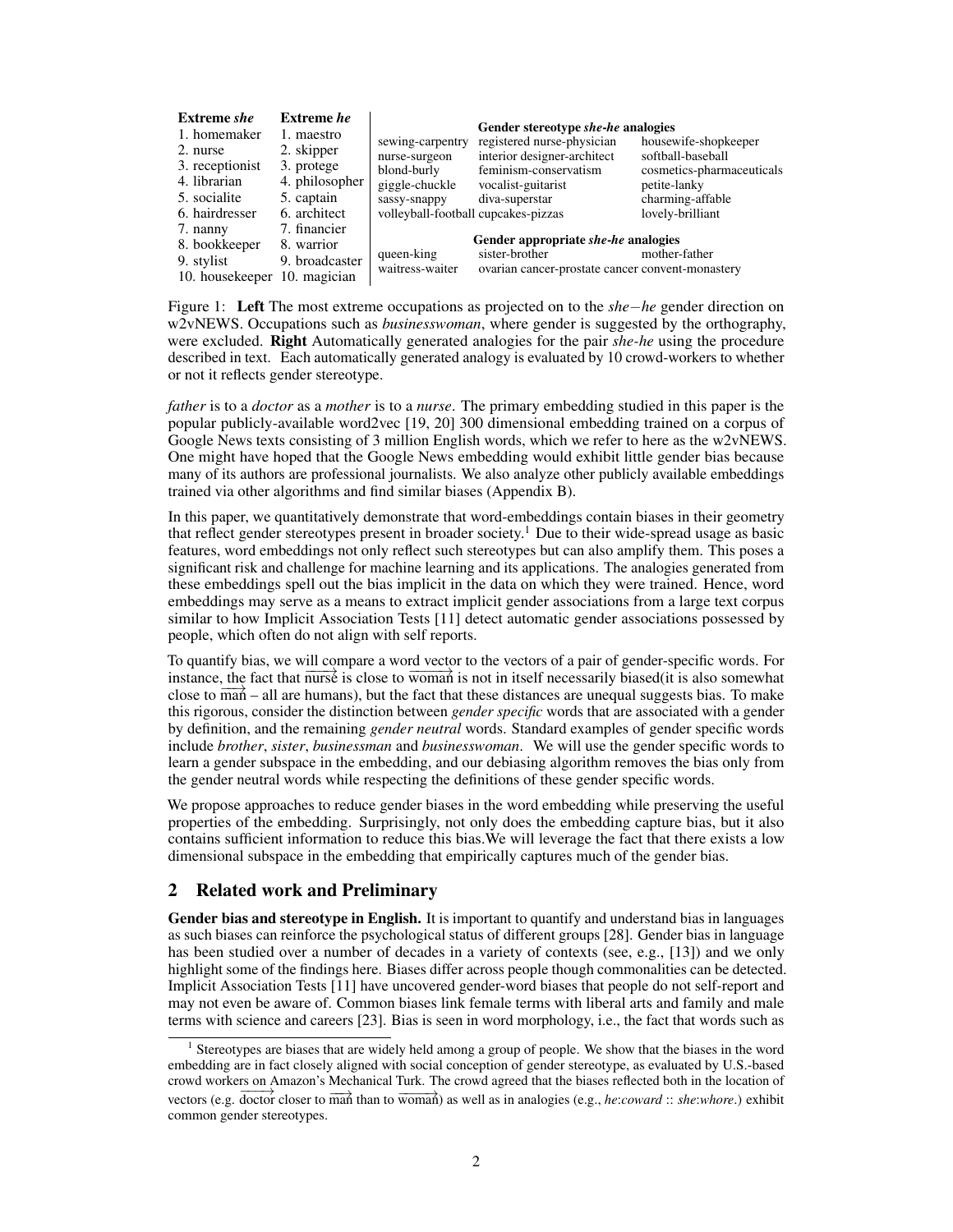| Extreme *she* | Extreme *he* |
|---|---|
| 1. homemaker | 1. maestro |
| 2. nurse | 2. skipper |
| 3. receptionist | 3. protege |
| 4. librarian | 4. philosopher |
| 5. socialite | 5. captain |
| 6. hairdresser | 6. architect |
| 7. nanny | 7. financier |
| 8. bookkeeper | 8. warrior |
| 9. stylist | 9. broadcaster |
| 10. housekeeper | 10. magician |

| **Gender stereotype *she*-*he* analogies** | | |
|---|---|---|
| sewing-carpentry | registered nurse-physician | housewife-shopkeeper |
| nurse-surgeon | interior designer-architect | softball-baseball |
| blond-burly | feminism-conservatism | cosmetics-pharmaceuticals |
| giggle-chuckle | vocalist-guitarist | petite-lanky |
| sassy-snappy | diva-superstar | charming-affable |
| volleyball-football | cupcakes-pizzas | lovely-brilliant |
| **Gender appropriate *she*-*he* analogies** | | |
| queen-king | sister-brother | mother-father |
| waitress-waiter | ovarian cancer-prostate cancer | convent-monastery |

Figure 1: **Left** The most extreme occupations as projected on to the *she*−*he* gender direction on w2vNEWS. Occupations such as *businesswoman*, where gender is suggested by the orthography, were excluded. **Right** Automatically generated analogies for the pair *she-he* using the procedure described in text. Each automatically generated analogy is evaluated by 10 crowd-workers to whether or not it reflects gender stereotype.

*father* is to a *doctor* as a *mother* is to a *nurse*. The primary embedding studied in this paper is the popular publicly-available word2vec [19, 20] 300 dimensional embedding trained on a corpus of Google News texts consisting of 3 million English words, which we refer to here as the w2vNEWS. One might have hoped that the Google News embedding would exhibit little gender bias because many of its authors are professional journalists. We also analyze other publicly available embeddings trained via other algorithms and find similar biases (Appendix B).

In this paper, we quantitatively demonstrate that word-embeddings contain biases in their geometry that reflect gender stereotypes present in broader society.[1] Due to their wide-spread usage as basic features, word embeddings not only reflect such stereotypes but can also amplify them. This poses a significant risk and challenge for machine learning and its applications. The analogies generated from these embeddings spell out the bias implicit in the data on which they were trained. Hence, word embeddings may serve as a means to extract implicit gender associations from a large text corpus similar to how Implicit Association Tests [11] detect automatic gender associations possessed by people, which often do not align with self reports.

To quantify bias, we will compare a word vector to the vectors of a pair of gender-specific words. For instance, the fact that $\overrightarrow{\text{nurse}}$ is close to $\overrightarrow{\text{woman}}$ is not in itself necessarily biased(it is also somewhat close to $\overrightarrow{\text{man}}$ – all are humans), but the fact that these distances are unequal suggests bias. To make this rigorous, consider the distinction between *gender specific* words that are associated with a gender by definition, and the remaining *gender neutral* words. Standard examples of gender specific words include *brother*, *sister*, *businessman* and *businesswoman*. We will use the gender specific words to learn a gender subspace in the embedding, and our debiasing algorithm removes the bias only from the gender neutral words while respecting the definitions of these gender specific words.

We propose approaches to reduce gender biases in the word embedding while preserving the useful properties of the embedding. Surprisingly, not only does the embedding capture bias, but it also contains sufficient information to reduce this bias.We will leverage the fact that there exists a low dimensional subspace in the embedding that empirically captures much of the gender bias.

## 2 Related work and Preliminary

**Gender bias and stereotype in English.** It is important to quantify and understand bias in languages as such biases can reinforce the psychological status of different groups [28]. Gender bias in language has been studied over a number of decades in a variety of contexts (see, e.g., [13]) and we only highlight some of the findings here. Biases differ across people though commonalities can be detected. Implicit Association Tests [11] have uncovered gender-word biases that people do not self-report and may not even be aware of. Common biases link female terms with liberal arts and family and male terms with science and careers [23]. Bias is seen in word morphology, i.e., the fact that words such as

[1] Stereotypes are biases that are widely held among a group of people. We show that the biases in the word embedding are in fact closely aligned with social conception of gender stereotype, as evaluated by U.S.-based crowd workers on Amazon's Mechanical Turk. The crowd agreed that the biases reflected both in the location of vectors (e.g. $\overrightarrow{\text{doctor}}$ closer to $\overrightarrow{\text{man}}$ than to $\overrightarrow{\text{woman}}$) as well as in analogies (e.g., *he*:*coward* :: *she*:*whore*.) exhibit common gender stereotypes.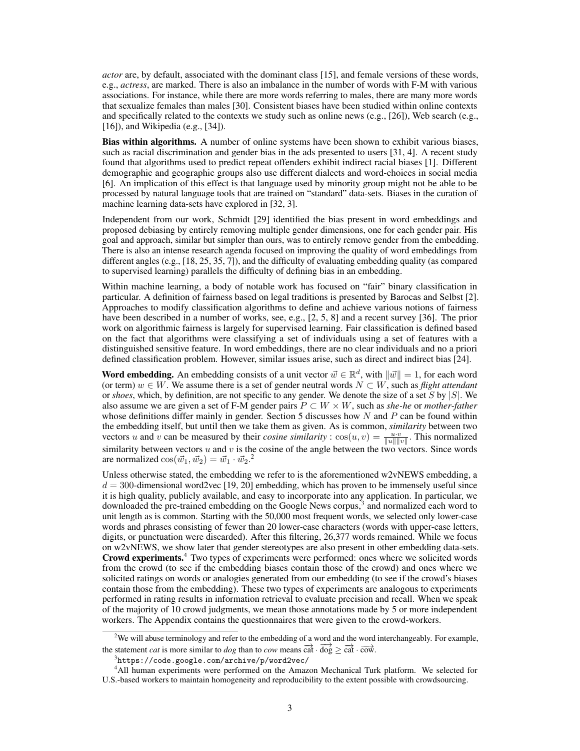*actor* are, by default, associated with the dominant class [15], and female versions of these words, e.g., *actress*, are marked. There is also an imbalance in the number of words with F-M with various associations. For instance, while there are more words referring to males, there are many more words that sexualize females than males [30]. Consistent biases have been studied within online contexts and specifically related to the contexts we study such as online news (e.g., [26]), Web search (e.g., [16]), and Wikipedia (e.g., [34]).

**Bias within algorithms.** A number of online systems have been shown to exhibit various biases, such as racial discrimination and gender bias in the ads presented to users [31, 4]. A recent study found that algorithms used to predict repeat offenders exhibit indirect racial biases [1]. Different demographic and geographic groups also use different dialects and word-choices in social media [6]. An implication of this effect is that language used by minority group might not be able to be processed by natural language tools that are trained on "standard" data-sets. Biases in the curation of machine learning data-sets have explored in [32, 3].

Independent from our work, Schmidt [29] identified the bias present in word embeddings and proposed debiasing by entirely removing multiple gender dimensions, one for each gender pair. His goal and approach, similar but simpler than ours, was to entirely remove gender from the embedding. There is also an intense research agenda focused on improving the quality of word embeddings from different angles (e.g., [18, 25, 35, 7]), and the difficulty of evaluating embedding quality (as compared to supervised learning) parallels the difficulty of defining bias in an embedding.

Within machine learning, a body of notable work has focused on "fair" binary classification in particular. A definition of fairness based on legal traditions is presented by Barocas and Selbst [2]. Approaches to modify classification algorithms to define and achieve various notions of fairness have been described in a number of works, see, e.g., [2, 5, 8] and a recent survey [36]. The prior work on algorithmic fairness is largely for supervised learning. Fair classification is defined based on the fact that algorithms were classifying a set of individuals using a set of features with a distinguished sensitive feature. In word embeddings, there are no clear individuals and no a priori defined classification problem. However, similar issues arise, such as direct and indirect bias [24].

**Word embedding.** An embedding consists of a unit vector $\vec{w} \in \mathbb{R}^d$, with $\|\vec{w}\| = 1$, for each word (or term) $w \in W$. We assume there is a set of gender neutral words $N \subset W$, such as *flight attendant* or *shoes*, which, by definition, are not specific to any gender. We denote the size of a set $S$ by $|S|$. We also assume we are given a set of F-M gender pairs $P \subset W \times W$, such as *she-he* or *mother-father* whose definitions differ mainly in gender. Section 5 discusses how $N$ and $P$ can be found within the embedding itself, but until then we take them as given. As is common, *similarity* between two vectors $u$ and $v$ can be measured by their *cosine similarity* : $\cos(u, v) = \frac{u \cdot v}{\|u\|\|v\|}$. This normalized similarity between vectors $u$ and $v$ is the cosine of the angle between the two vectors. Since words are normalized $\cos(\vec{w}_1, \vec{w}_2) = \vec{w}_1 \cdot \vec{w}_2$.[2]

Unless otherwise stated, the embedding we refer to is the aforementioned w2vNEWS embedding, a $d = 300$-dimensional word2vec [19, 20] embedding, which has proven to be immensely useful since it is high quality, publicly available, and easy to incorporate into any application. In particular, we downloaded the pre-trained embedding on the Google News corpus,[3] and normalized each word to unit length as is common. Starting with the 50,000 most frequent words, we selected only lower-case words and phrases consisting of fewer than 20 lower-case characters (words with upper-case letters, digits, or punctuation were discarded). After this filtering, 26,377 words remained. While we focus on w2vNEWS, we show later that gender stereotypes are also present in other embedding data-sets.

**Crowd experiments.**[4] Two types of experiments were performed: ones where we solicited words from the crowd (to see if the embedding biases contain those of the crowd) and ones where we solicited ratings on words or analogies generated from our embedding (to see if the crowd's biases contain those from the embedding). These two types of experiments are analogous to experiments performed in rating results in information retrieval to evaluate precision and recall. When we speak of the majority of 10 crowd judgments, we mean those annotations made by 5 or more independent workers. The Appendix contains the questionnaires that were given to the crowd-workers.

---

[2] We will abuse terminology and refer to the embedding of a word and the word interchangeably. For example, the statement *cat* is more similar to *dog* than to *cow* means $\overrightarrow{\text{cat}} \cdot \overrightarrow{\text{dog}} \geq \overrightarrow{\text{cat}} \cdot \overrightarrow{\text{cow}}$.

[3] `https://code.google.com/archive/p/word2vec/`

[4] All human experiments were performed on the Amazon Mechanical Turk platform. We selected for U.S.-based workers to maintain homogeneity and reproducibility to the extent possible with crowdsourcing.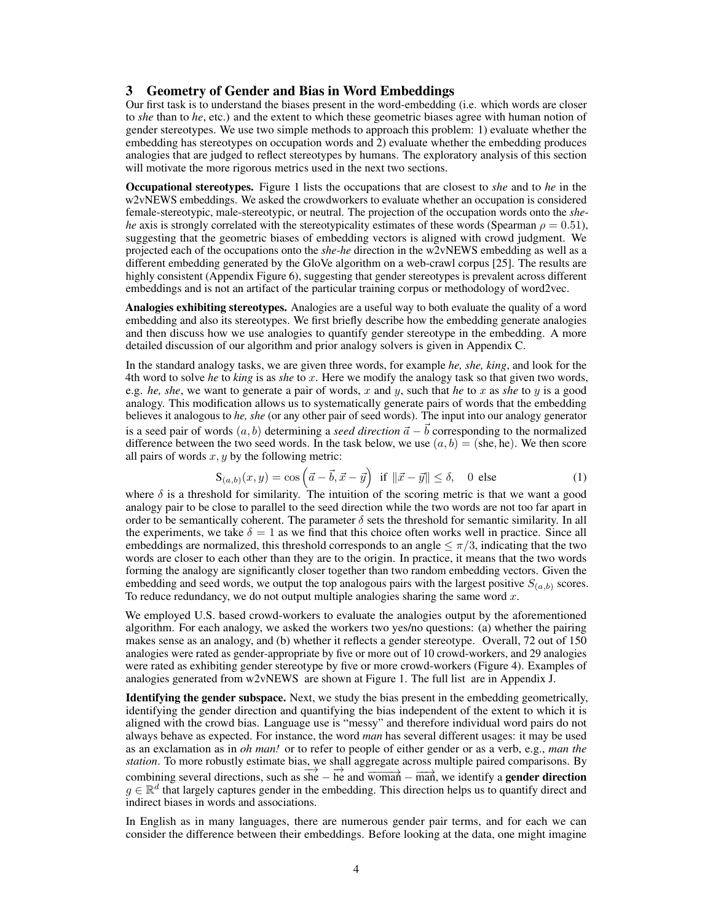## 3 Geometry of Gender and Bias in Word Embeddings

Our first task is to understand the biases present in the word-embedding (i.e. which words are closer to *she* than to *he*, etc.) and the extent to which these geometric biases agree with human notion of gender stereotypes. We use two simple methods to approach this problem: 1) evaluate whether the embedding has stereotypes on occupation words and 2) evaluate whether the embedding produces analogies that are judged to reflect stereotypes by humans. The exploratory analysis of this section will motivate the more rigorous metrics used in the next two sections.

**Occupational stereotypes.** Figure 1 lists the occupations that are closest to *she* and to *he* in the w2vNEWS embeddings. We asked the crowdworkers to evaluate whether an occupation is considered female-stereotypic, male-stereotypic, or neutral. The projection of the occupation words onto the *she-he* axis is strongly correlated with the stereotypicality estimates of these words (Spearman $\rho = 0.51$), suggesting that the geometric biases of embedding vectors is aligned with crowd judgment. We projected each of the occupations onto the *she-he* direction in the w2vNEWS embedding as well as a different embedding generated by the GloVe algorithm on a web-crawl corpus [25]. The results are highly consistent (Appendix Figure 6), suggesting that gender stereotypes is prevalent across different embeddings and is not an artifact of the particular training corpus or methodology of word2vec.

**Analogies exhibiting stereotypes.** Analogies are a useful way to both evaluate the quality of a word embedding and also its stereotypes. We first briefly describe how the embedding generate analogies and then discuss how we use analogies to quantify gender stereotype in the embedding. A more detailed discussion of our algorithm and prior analogy solvers is given in Appendix C.

In the standard analogy tasks, we are given three words, for example *he, she, king*, and look for the 4th word to solve *he* to *king* is as *she* to $x$. Here we modify the analogy task so that given two words, e.g. *he, she*, we want to generate a pair of words, $x$ and $y$, such that *he* to $x$ as *she* to $y$ is a good analogy. This modification allows us to systematically generate pairs of words that the embedding believes it analogous to *he, she* (or any other pair of seed words). The input into our analogy generator is a seed pair of words $(a, b)$ determining a *seed direction* $\vec{a} - \vec{b}$ corresponding to the normalized difference between the two seed words. In the task below, we use $(a, b) = (\text{she}, \text{he})$. We then score all pairs of words $x, y$ by the following metric:

$$\mathrm{S}_{(a,b)}(x, y) = \cos\left(\vec{a} - \vec{b}, \vec{x} - \vec{y}\right) \ \text{ if } \|\vec{x} - \vec{y}\| \leq \delta, \quad 0 \text{ else} \tag{1}$$

where $\delta$ is a threshold for similarity. The intuition of the scoring metric is that we want a good analogy pair to be close to parallel to the seed direction while the two words are not too far apart in order to be semantically coherent. The parameter $\delta$ sets the threshold for semantic similarity. In all the experiments, we take $\delta = 1$ as we find that this choice often works well in practice. Since all embeddings are normalized, this threshold corresponds to an angle $\leq \pi/3$, indicating that the two words are closer to each other than they are to the origin. In practice, it means that the two words forming the analogy are significantly closer together than two random embedding vectors. Given the embedding and seed words, we output the top analogous pairs with the largest positive $S_{(a,b)}$ scores. To reduce redundancy, we do not output multiple analogies sharing the same word $x$.

We employed U.S. based crowd-workers to evaluate the analogies output by the aforementioned algorithm. For each analogy, we asked the workers two yes/no questions: (a) whether the pairing makes sense as an analogy, and (b) whether it reflects a gender stereotype. Overall, 72 out of 150 analogies were rated as gender-appropriate by five or more out of 10 crowd-workers, and 29 analogies were rated as exhibiting gender stereotype by five or more crowd-workers (Figure 4). Examples of analogies generated from w2vNEWS are shown at Figure 1. The full list are in Appendix J.

**Identifying the gender subspace.** Next, we study the bias present in the embedding geometrically, identifying the gender direction and quantifying the bias independent of the extent to which it is aligned with the crowd bias. Language use is "messy" and therefore individual word pairs do not always behave as expected. For instance, the word *man* has several different usages: it may be used as an exclamation as in *oh man!* or to refer to people of either gender or as a verb, e.g., *man the station*. To more robustly estimate bias, we shall aggregate across multiple paired comparisons. By combining several directions, such as $\overrightarrow{\text{she}} - \overrightarrow{\text{he}}$ and $\overrightarrow{\text{woman}} - \overrightarrow{\text{man}}$, we identify a **gender direction** $g \in \mathbb{R}^d$ that largely captures gender in the embedding. This direction helps us to quantify direct and indirect biases in words and associations.

In English as in many languages, there are numerous gender pair terms, and for each we can consider the difference between their embeddings. Before looking at the data, one might imagine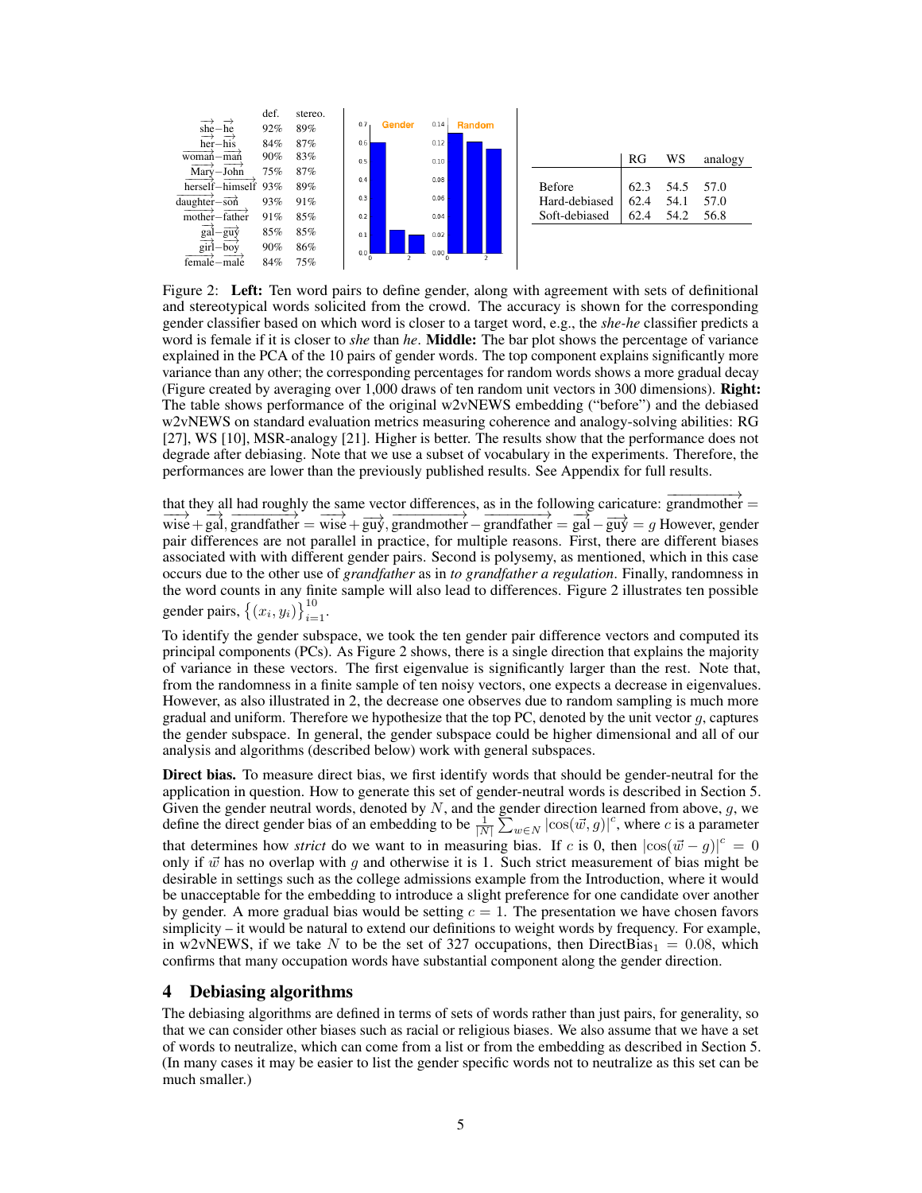| | def. | stereo. |
|---|---|---|
| $\overrightarrow{\text{she}}-\overrightarrow{\text{he}}$ | 92% | 89% |
| $\overrightarrow{\text{her}}-\overrightarrow{\text{his}}$ | 84% | 87% |
| $\overrightarrow{\text{woman}}-\overrightarrow{\text{man}}$ | 90% | 83% |
| $\overrightarrow{\text{Mary}}-\overrightarrow{\text{John}}$ | 75% | 87% |
| $\overrightarrow{\text{herself}}-\overrightarrow{\text{himself}}$ | 93% | 89% |
| $\overrightarrow{\text{daughter}}-\overrightarrow{\text{son}}$ | 93% | 91% |
| $\overrightarrow{\text{mother}}-\overrightarrow{\text{father}}$ | 91% | 85% |
| $\overrightarrow{\text{gal}}-\overrightarrow{\text{guy}}$ | 85% | 85% |
| $\overrightarrow{\text{girl}}-\overrightarrow{\text{boy}}$ | 90% | 86% |
| $\overrightarrow{\text{female}}-\overrightarrow{\text{male}}$ | 84% | 75% |

| | RG | WS | analogy |
|---|---|---|---|
| Before | 62.3 | 54.5 | 57.0 |
| Hard-debiased | 62.4 | 54.1 | 57.0 |
| Soft-debiased | 62.4 | 54.2 | 56.8 |

Figure 2: **Left:** Ten word pairs to define gender, along with agreement with sets of definitional and stereotypical words solicited from the crowd. The accuracy is shown for the corresponding gender classifier based on which word is closer to a target word, e.g., the *she-he* classifier predicts a word is female if it is closer to *she* than *he*. **Middle:** The bar plot shows the percentage of variance explained in the PCA of the 10 pairs of gender words. The top component explains significantly more variance than any other; the corresponding percentages for random words shows a more gradual decay (Figure created by averaging over 1,000 draws of ten random unit vectors in 300 dimensions). **Right:** The table shows performance of the original w2vNEWS embedding ("before") and the debiased w2vNEWS on standard evaluation metrics measuring coherence and analogy-solving abilities: RG [27], WS [10], MSR-analogy [21]. Higher is better. The results show that the performance does not degrade after debiasing. Note that we use a subset of vocabulary in the experiments. Therefore, the performances are lower than the previously published results. See Appendix for full results.

that they all had roughly the same vector differences, as in the following caricature: $\overrightarrow{\text{grandmother}} = \overrightarrow{\text{wise}} + \overrightarrow{\text{gal}}$, $\overrightarrow{\text{grandfather}} = \overrightarrow{\text{wise}} + \overrightarrow{\text{guy}}$, $\overrightarrow{\text{grandmother}} - \overrightarrow{\text{grandfather}} = \overrightarrow{\text{gal}} - \overrightarrow{\text{guy}} = g$ However, gender pair differences are not parallel in practice, for multiple reasons. First, there are different biases associated with with different gender pairs. Second is polysemy, as mentioned, which in this case occurs due to the other use of *grandfather* as in *to grandfather a regulation*. Finally, randomness in the word counts in any finite sample will also lead to differences. Figure 2 illustrates ten possible gender pairs, $\{(x_i, y_i)\}_{i=1}^{10}$.

To identify the gender subspace, we took the ten gender pair difference vectors and computed its principal components (PCs). As Figure 2 shows, there is a single direction that explains the majority of variance in these vectors. The first eigenvalue is significantly larger than the rest. Note that, from the randomness in a finite sample of ten noisy vectors, one expects a decrease in eigenvalues. However, as also illustrated in 2, the decrease one observes due to random sampling is much more gradual and uniform. Therefore we hypothesize that the top PC, denoted by the unit vector $g$, captures the gender subspace. In general, the gender subspace could be higher dimensional and all of our analysis and algorithms (described below) work with general subspaces.

**Direct bias.** To measure direct bias, we first identify words that should be gender-neutral for the application in question. How to generate this set of gender-neutral words is described in Section 5. Given the gender neutral words, denoted by $N$, and the gender direction learned from above, $g$, we define the direct gender bias of an embedding to be $\frac{1}{|N|}\sum_{w\in N} |\cos(\vec{w}, g)|^c$, where $c$ is a parameter that determines how *strict* do we want to in measuring bias. If $c$ is 0, then $|\cos(\vec{w} - g)|^c = 0$ only if $\vec{w}$ has no overlap with $g$ and otherwise it is 1. Such strict measurement of bias might be desirable in settings such as the college admissions example from the Introduction, where it would be unacceptable for the embedding to introduce a slight preference for one candidate over another by gender. A more gradual bias would be setting $c = 1$. The presentation we have chosen favors simplicity – it would be natural to extend our definitions to weight words by frequency. For example, in w2vNEWS, if we take $N$ to be the set of 327 occupations, then $\text{DirectBias}_1 = 0.08$, which confirms that many occupation words have substantial component along the gender direction.

## 4 Debiasing algorithms

The debiasing algorithms are defined in terms of sets of words rather than just pairs, for generality, so that we can consider other biases such as racial or religious biases. We also assume that we have a set of words to neutralize, which can come from a list or from the embedding as described in Section 5. (In many cases it may be easier to list the gender specific words not to neutralize as this set can be much smaller.)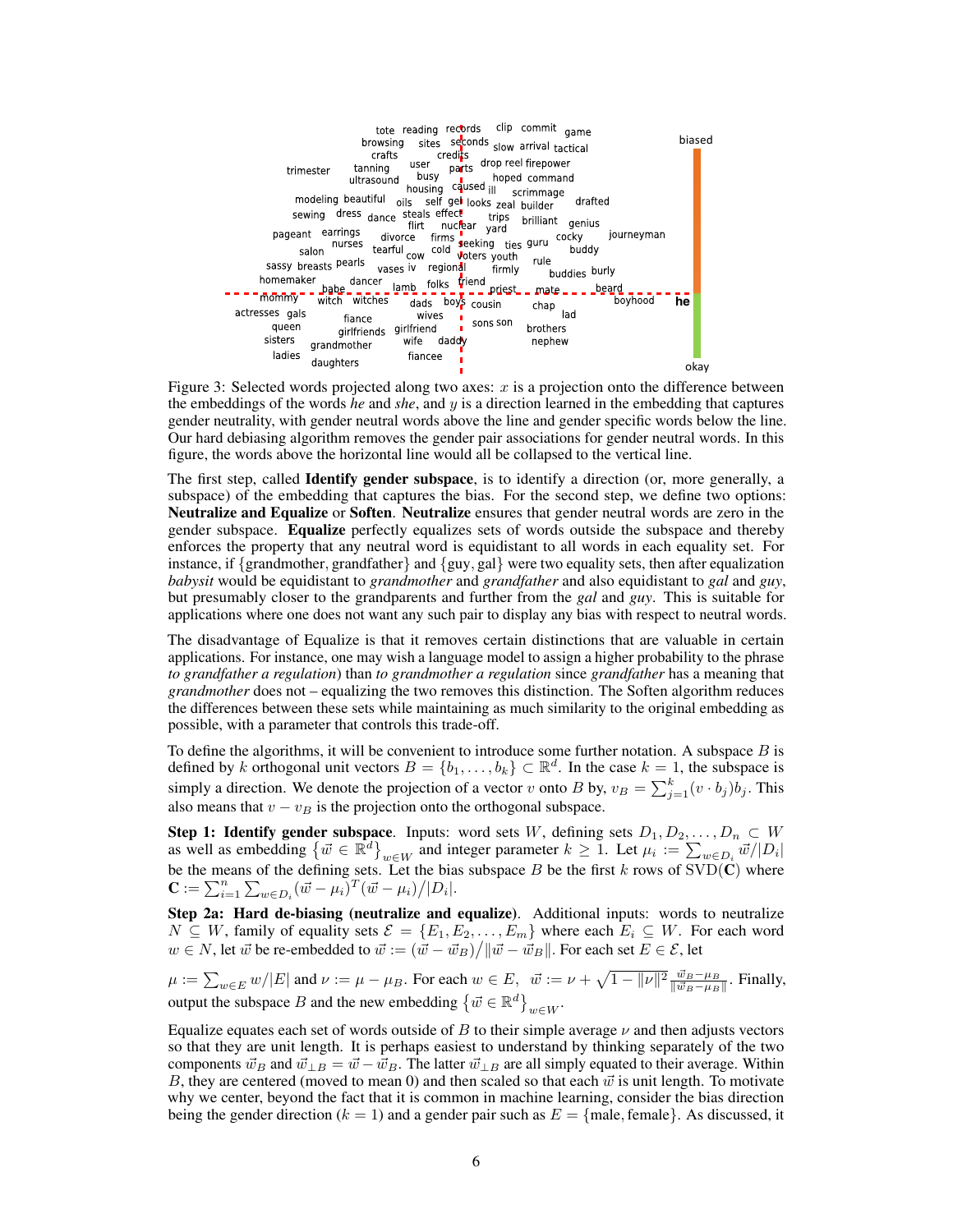Figure 3: Selected words projected along two axes: $x$ is a projection onto the difference between the embeddings of the words *he* and *she*, and $y$ is a direction learned in the embedding that captures gender neutrality, with gender neutral words above the line and gender specific words below the line. Our hard debiasing algorithm removes the gender pair associations for gender neutral words. In this figure, the words above the horizontal line would all be collapsed to the vertical line.

The first step, called **Identify gender subspace**, is to identify a direction (or, more generally, a subspace) of the embedding that captures the bias. For the second step, we define two options: **Neutralize and Equalize** or **Soften**. **Neutralize** ensures that gender neutral words are zero in the gender subspace. **Equalize** perfectly equalizes sets of words outside the subspace and thereby enforces the property that any neutral word is equidistant to all words in each equality set. For instance, if {grandmother, grandfather} and {guy, gal} were two equality sets, then after equalization *babysit* would be equidistant to *grandmother* and *grandfather* and also equidistant to *gal* and *guy*, but presumably closer to the grandparents and further from the *gal* and *guy*. This is suitable for applications where one does not want any such pair to display any bias with respect to neutral words.

The disadvantage of Equalize is that it removes certain distinctions that are valuable in certain applications. For instance, one may wish a language model to assign a higher probability to the phrase *to grandfather a regulation*) than *to grandmother a regulation* since *grandfather* has a meaning that *grandmother* does not – equalizing the two removes this distinction. The Soften algorithm reduces the differences between these sets while maintaining as much similarity to the original embedding as possible, with a parameter that controls this trade-off.

To define the algorithms, it will be convenient to introduce some further notation. A subspace $B$ is defined by $k$ orthogonal unit vectors $B = \{b_1, \ldots, b_k\} \subset \mathbb{R}^d$. In the case $k = 1$, the subspace is simply a direction. We denote the projection of a vector $v$ onto $B$ by, $v_B = \sum_{j=1}^{k}(v \cdot b_j)b_j$. This also means that $v - v_B$ is the projection onto the orthogonal subspace.

**Step 1: Identify gender subspace**. Inputs: word sets $W$, defining sets $D_1, D_2, \ldots, D_n \subset W$ as well as embedding $\{\vec{w} \in \mathbb{R}^d\}_{w \in W}$ and integer parameter $k \geq 1$. Let $\mu_i := \sum_{w \in D_i} \vec{w}/|D_i|$ be the means of the defining sets. Let the bias subspace $B$ be the first $k$ rows of SVD($\mathbf{C}$) where $\mathbf{C} := \sum_{i=1}^{n} \sum_{w \in D_i} (\vec{w} - \mu_i)^T(\vec{w} - \mu_i)/|D_i|$.

**Step 2a: Hard de-biasing (neutralize and equalize)**. Additional inputs: words to neutralize $N \subseteq W$, family of equality sets $\mathcal{E} = \{E_1, E_2, \ldots, E_m\}$ where each $E_i \subseteq W$. For each word $w \in N$, let $\vec{w}$ be re-embedded to $\vec{w} := (\vec{w} - \vec{w}_B)/\|\vec{w} - \vec{w}_B\|$. For each set $E \in \mathcal{E}$, let $\mu := \sum_{w \in E} w/|E|$ and $\nu := \mu - \mu_B$. For each $w \in E$, $\vec{w} := \nu + \sqrt{1 - \|\nu\|^2}\frac{\vec{w}_B - \mu_B}{\|\vec{w}_B - \mu_B\|}$. Finally, output the subspace $B$ and the new embedding $\{\vec{w} \in \mathbb{R}^d\}_{w \in W}$.

Equalize equates each set of words outside of $B$ to their simple average $\nu$ and then adjusts vectors so that they are unit length. It is perhaps easiest to understand by thinking separately of the two components $\vec{w}_B$ and $\vec{w}_{\perp B} = \vec{w} - \vec{w}_B$. The latter $\vec{w}_{\perp B}$ are all simply equated to their average. Within $B$, they are centered (moved to mean 0) and then scaled so that each $\vec{w}$ is unit length. To motivate why we center, beyond the fact that it is common in machine learning, consider the bias direction being the gender direction ($k = 1$) and a gender pair such as $E = \{$male, female$\}$. As discussed, it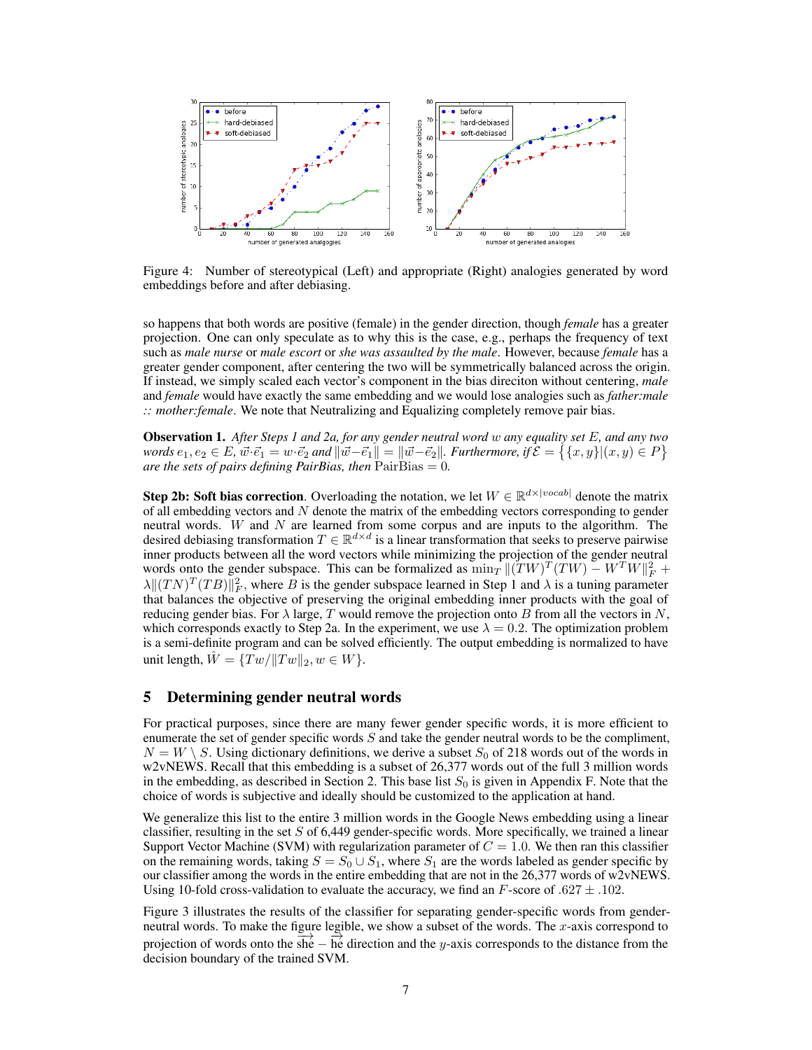Figure 4: Number of stereotypical (Left) and appropriate (Right) analogies generated by word embeddings before and after debiasing.

so happens that both words are positive (female) in the gender direction, though *female* has a greater projection. One can only speculate as to why this is the case, e.g., perhaps the frequency of text such as *male nurse* or *male escort* or *she was assaulted by the male*. However, because *female* has a greater gender component, after centering the two will be symmetrically balanced across the origin. If instead, we simply scaled each vector's component in the bias direciton without centering, *male* and *female* would have exactly the same embedding and we would lose analogies such as *father:male :: mother:female*. We note that Neutralizing and Equalizing completely remove pair bias.

**Observation 1.** *After Steps 1 and 2a, for any gender neutral word $w$ any equality set $E$, and any two words $e_1, e_2 \in E$, $\vec{w}\cdot\vec{e}_1 = w\cdot\vec{e}_2$ and $\|\vec{w}-\vec{e}_1\| = \|\vec{w}-\vec{e}_2\|$. Furthermore, if $\mathcal{E} = \big\{\{x,y\}|(x,y) \in P\big\}$ are the sets of pairs defining PairBias, then $\mathrm{PairBias} = 0$.*

**Step 2b: Soft bias correction**. Overloading the notation, we let $W \in \mathbb{R}^{d \times |vocab|}$ denote the matrix of all embedding vectors and $N$ denote the matrix of the embedding vectors corresponding to gender neutral words. $W$ and $N$ are learned from some corpus and are inputs to the algorithm. The desired debiasing transformation $T \in \mathbb{R}^{d \times d}$ is a linear transformation that seeks to preserve pairwise inner products between all the word vectors while minimizing the projection of the gender neutral words onto the gender subspace. This can be formalized as $\min_T \|(TW)^T(TW) - W^TW\|_F^2 + \lambda\|(TN)^T(TB)\|_F^2$, where $B$ is the gender subspace learned in Step 1 and $\lambda$ is a tuning parameter that balances the objective of preserving the original embedding inner products with the goal of reducing gender bias. For $\lambda$ large, $T$ would remove the projection onto $B$ from all the vectors in $N$, which corresponds exactly to Step 2a. In the experiment, we use $\lambda = 0.2$. The optimization problem is a semi-definite program and can be solved efficiently. The output embedding is normalized to have unit length, $\hat{W} = \{Tw/\|Tw\|_2, w \in W\}$.

## 5 Determining gender neutral words

For practical purposes, since there are many fewer gender specific words, it is more efficient to enumerate the set of gender specific words $S$ and take the gender neutral words to be the compliment, $N = W \setminus S$. Using dictionary definitions, we derive a subset $S_0$ of 218 words out of the words in w2vNEWS. Recall that this embedding is a subset of 26,377 words out of the full 3 million words in the embedding, as described in Section 2. This base list $S_0$ is given in Appendix F. Note that the choice of words is subjective and ideally should be customized to the application at hand.

We generalize this list to the entire 3 million words in the Google News embedding using a linear classifier, resulting in the set $S$ of 6,449 gender-specific words. More specifically, we trained a linear Support Vector Machine (SVM) with regularization parameter of $C = 1.0$. We then ran this classifier on the remaining words, taking $S = S_0 \cup S_1$, where $S_1$ are the words labeled as gender specific by our classifier among the words in the entire embedding that are not in the 26,377 words of w2vNEWS. Using 10-fold cross-validation to evaluate the accuracy, we find an $F$-score of $.627 \pm .102$.

Figure 3 illustrates the results of the classifier for separating gender-specific words from gender-neutral words. To make the figure legible, we show a subset of the words. The $x$-axis correspond to projection of words onto the $\overrightarrow{\mathrm{she}} - \overrightarrow{\mathrm{he}}$ direction and the $y$-axis corresponds to the distance from the decision boundary of the trained SVM.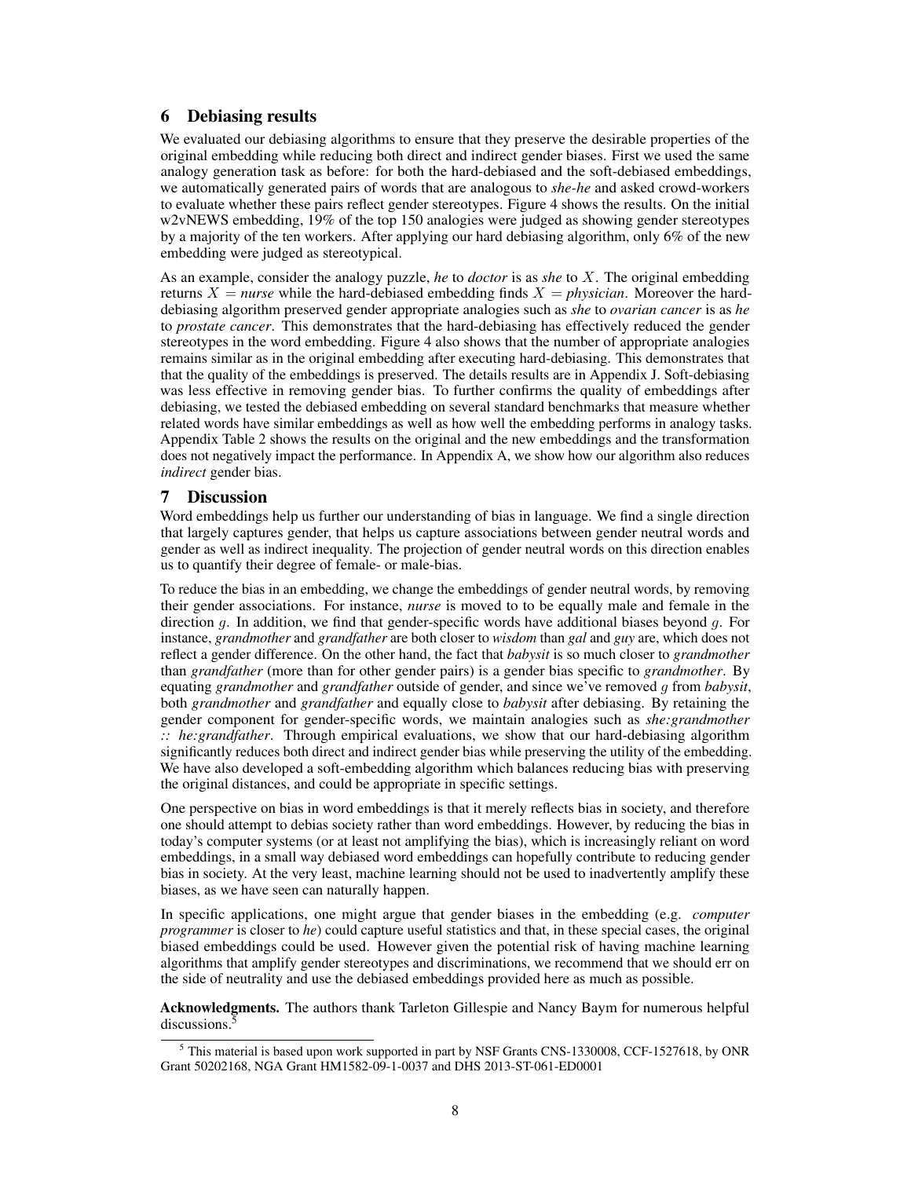## 6 Debiasing results

We evaluated our debiasing algorithms to ensure that they preserve the desirable properties of the original embedding while reducing both direct and indirect gender biases. First we used the same analogy generation task as before: for both the hard-debiased and the soft-debiased embeddings, we automatically generated pairs of words that are analogous to *she-he* and asked crowd-workers to evaluate whether these pairs reflect gender stereotypes. Figure 4 shows the results. On the initial w2vNEWS embedding, 19% of the top 150 analogies were judged as showing gender stereotypes by a majority of the ten workers. After applying our hard debiasing algorithm, only 6% of the new embedding were judged as stereotypical.

As an example, consider the analogy puzzle, *he* to *doctor* is as *she* to $X$. The original embedding returns $X$ = *nurse* while the hard-debiased embedding finds $X$ = *physician*. Moreover the hard-debiasing algorithm preserved gender appropriate analogies such as *she* to *ovarian cancer* is as *he* to *prostate cancer*. This demonstrates that the hard-debiasing has effectively reduced the gender stereotypes in the word embedding. Figure 4 also shows that the number of appropriate analogies remains similar as in the original embedding after executing hard-debiasing. This demonstrates that that the quality of the embeddings is preserved. The details results are in Appendix J. Soft-debiasing was less effective in removing gender bias. To further confirms the quality of embeddings after debiasing, we tested the debiased embedding on several standard benchmarks that measure whether related words have similar embeddings as well as how well the embedding performs in analogy tasks. Appendix Table 2 shows the results on the original and the new embeddings and the transformation does not negatively impact the performance. In Appendix A, we show how our algorithm also reduces *indirect* gender bias.

## 7 Discussion

Word embeddings help us further our understanding of bias in language. We find a single direction that largely captures gender, that helps us capture associations between gender neutral words and gender as well as indirect inequality. The projection of gender neutral words on this direction enables us to quantify their degree of female- or male-bias.

To reduce the bias in an embedding, we change the embeddings of gender neutral words, by removing their gender associations. For instance, *nurse* is moved to to be equally male and female in the direction $g$. In addition, we find that gender-specific words have additional biases beyond $g$. For instance, *grandmother* and *grandfather* are both closer to *wisdom* than *gal* and *guy* are, which does not reflect a gender difference. On the other hand, the fact that *babysit* is so much closer to *grandmother* than *grandfather* (more than for other gender pairs) is a gender bias specific to *grandmother*. By equating *grandmother* and *grandfather* outside of gender, and since we've removed $g$ from *babysit*, both *grandmother* and *grandfather* and equally close to *babysit* after debiasing. By retaining the gender component for gender-specific words, we maintain analogies such as *she:grandmother :: he:grandfather*. Through empirical evaluations, we show that our hard-debiasing algorithm significantly reduces both direct and indirect gender bias while preserving the utility of the embedding. We have also developed a soft-embedding algorithm which balances reducing bias with preserving the original distances, and could be appropriate in specific settings.

One perspective on bias in word embeddings is that it merely reflects bias in society, and therefore one should attempt to debias society rather than word embeddings. However, by reducing the bias in today's computer systems (or at least not amplifying the bias), which is increasingly reliant on word embeddings, in a small way debiased word embeddings can hopefully contribute to reducing gender bias in society. At the very least, machine learning should not be used to inadvertently amplify these biases, as we have seen can naturally happen.

In specific applications, one might argue that gender biases in the embedding (e.g. *computer programmer* is closer to *he*) could capture useful statistics and that, in these special cases, the original biased embeddings could be used. However given the potential risk of having machine learning algorithms that amplify gender stereotypes and discriminations, we recommend that we should err on the side of neutrality and use the debiased embeddings provided here as much as possible.

**Acknowledgments.** The authors thank Tarleton Gillespie and Nancy Baym for numerous helpful discussions.[5]

[5] This material is based upon work supported in part by NSF Grants CNS-1330008, CCF-1527618, by ONR Grant 50202168, NGA Grant HM1582-09-1-0037 and DHS 2013-ST-061-ED0001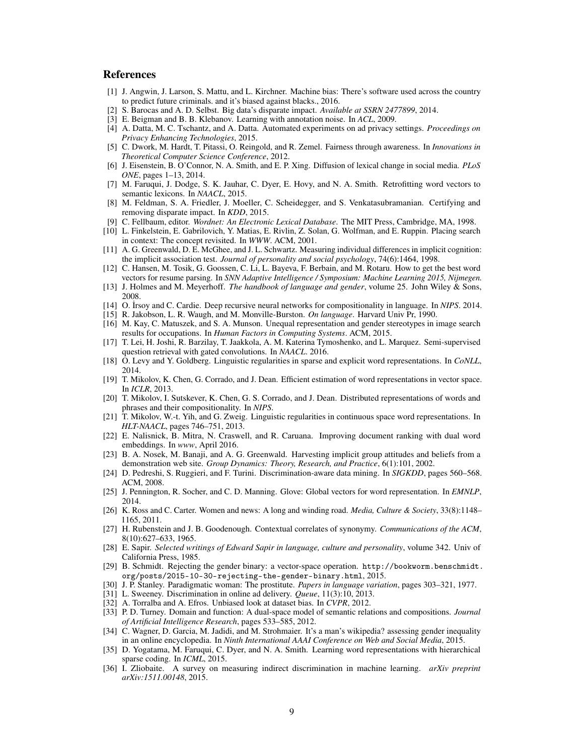## References

[1] J. Angwin, J. Larson, S. Mattu, and L. Kirchner. Machine bias: There's software used across the country to predict future criminals. and it's biased against blacks., 2016.

[2] S. Barocas and A. D. Selbst. Big data's disparate impact. *Available at SSRN 2477899*, 2014.

[3] E. Beigman and B. B. Klebanov. Learning with annotation noise. In *ACL*, 2009.

[4] A. Datta, M. C. Tschantz, and A. Datta. Automated experiments on ad privacy settings. *Proceedings on Privacy Enhancing Technologies*, 2015.

[5] C. Dwork, M. Hardt, T. Pitassi, O. Reingold, and R. Zemel. Fairness through awareness. In *Innovations in Theoretical Computer Science Conference*, 2012.

[6] J. Eisenstein, B. O'Connor, N. A. Smith, and E. P. Xing. Diffusion of lexical change in social media. *PLoS ONE*, pages 1–13, 2014.

[7] M. Faruqui, J. Dodge, S. K. Jauhar, C. Dyer, E. Hovy, and N. A. Smith. Retrofitting word vectors to semantic lexicons. In *NAACL*, 2015.

[8] M. Feldman, S. A. Friedler, J. Moeller, C. Scheidegger, and S. Venkatasubramanian. Certifying and removing disparate impact. In *KDD*, 2015.

[9] C. Fellbaum, editor. *Wordnet: An Electronic Lexical Database*. The MIT Press, Cambridge, MA, 1998.

[10] L. Finkelstein, E. Gabrilovich, Y. Matias, E. Rivlin, Z. Solan, G. Wolfman, and E. Ruppin. Placing search in context: The concept revisited. In *WWW*. ACM, 2001.

[11] A. G. Greenwald, D. E. McGhee, and J. L. Schwartz. Measuring individual differences in implicit cognition: the implicit association test. *Journal of personality and social psychology*, 74(6):1464, 1998.

[12] C. Hansen, M. Tosik, G. Goossen, C. Li, L. Bayeva, F. Berbain, and M. Rotaru. How to get the best word vectors for resume parsing. In *SNN Adaptive Intelligence / Symposium: Machine Learning 2015, Nijmegen.*

[13] J. Holmes and M. Meyerhoff. *The handbook of language and gender*, volume 25. John Wiley & Sons, 2008.

[14] O. İrsoy and C. Cardie. Deep recursive neural networks for compositionality in language. In *NIPS*. 2014.

[15] R. Jakobson, L. R. Waugh, and M. Monville-Burston. *On language*. Harvard Univ Pr, 1990.

[16] M. Kay, C. Matuszek, and S. A. Munson. Unequal representation and gender stereotypes in image search results for occupations. In *Human Factors in Computing Systems*. ACM, 2015.

[17] T. Lei, H. Joshi, R. Barzilay, T. Jaakkola, A. M. Katerina Tymoshenko, and L. Marquez. Semi-supervised question retrieval with gated convolutions. In *NAACL*. 2016.

[18] O. Levy and Y. Goldberg. Linguistic regularities in sparse and explicit word representations. In *CoNLL*, 2014.

[19] T. Mikolov, K. Chen, G. Corrado, and J. Dean. Efficient estimation of word representations in vector space. In *ICLR*, 2013.

[20] T. Mikolov, I. Sutskever, K. Chen, G. S. Corrado, and J. Dean. Distributed representations of words and phrases and their compositionality. In *NIPS*.

[21] T. Mikolov, W.-t. Yih, and G. Zweig. Linguistic regularities in continuous space word representations. In *HLT-NAACL*, pages 746–751, 2013.

[22] E. Nalisnick, B. Mitra, N. Craswell, and R. Caruana. Improving document ranking with dual word embeddings. In *www*, April 2016.

[23] B. A. Nosek, M. Banaji, and A. G. Greenwald. Harvesting implicit group attitudes and beliefs from a demonstration web site. *Group Dynamics: Theory, Research, and Practice*, 6(1):101, 2002.

[24] D. Pedreshi, S. Ruggieri, and F. Turini. Discrimination-aware data mining. In *SIGKDD*, pages 560–568. ACM, 2008.

[25] J. Pennington, R. Socher, and C. D. Manning. Glove: Global vectors for word representation. In *EMNLP*, 2014.

[26] K. Ross and C. Carter. Women and news: A long and winding road. *Media, Culture & Society*, 33(8):1148–1165, 2011.

[27] H. Rubenstein and J. B. Goodenough. Contextual correlates of synonymy. *Communications of the ACM*, 8(10):627–633, 1965.

[28] E. Sapir. *Selected writings of Edward Sapir in language, culture and personality*, volume 342. Univ of California Press, 1985.

[29] B. Schmidt. Rejecting the gender binary: a vector-space operation. `http://bookworm.benschmidt.org/posts/2015-10-30-rejecting-the-gender-binary.html`, 2015.

[30] J. P. Stanley. Paradigmatic woman: The prostitute. *Papers in language variation*, pages 303–321, 1977.

[31] L. Sweeney. Discrimination in online ad delivery. *Queue*, 11(3):10, 2013.

[32] A. Torralba and A. Efros. Unbiased look at dataset bias. In *CVPR*, 2012.

[33] P. D. Turney. Domain and function: A dual-space model of semantic relations and compositions. *Journal of Artificial Intelligence Research*, pages 533–585, 2012.

[34] C. Wagner, D. Garcia, M. Jadidi, and M. Strohmaier. It's a man's wikipedia? assessing gender inequality in an online encyclopedia. In *Ninth International AAAI Conference on Web and Social Media*, 2015.

[35] D. Yogatama, M. Faruqui, C. Dyer, and N. A. Smith. Learning word representations with hierarchical sparse coding. In *ICML*, 2015.

[36] I. Zliobaite. A survey on measuring indirect discrimination in machine learning. *arXiv preprint arXiv:1511.00148*, 2015.